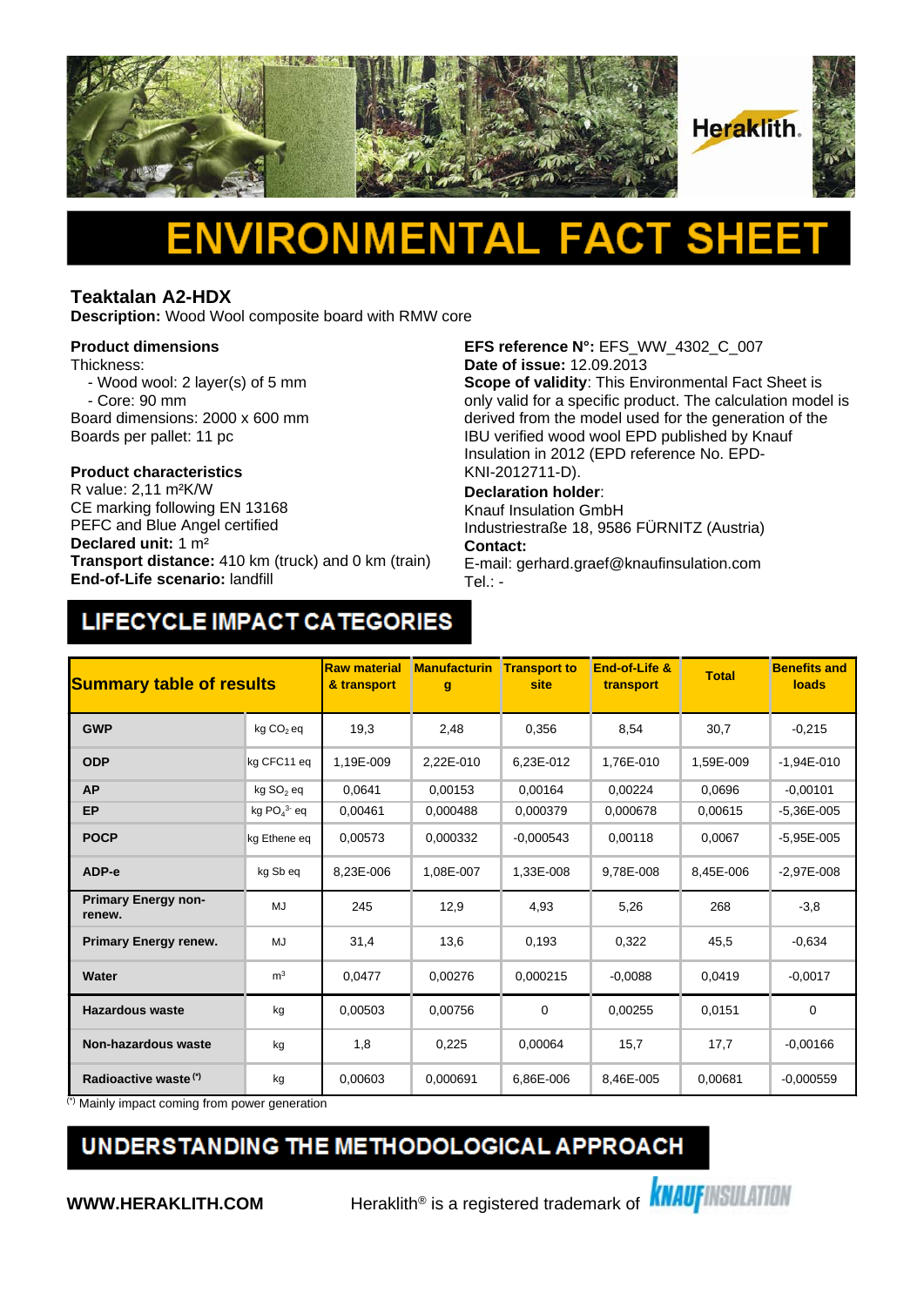# ENVIRONMENTAL FACT SHEET

## Teaktalan A2-HDX

**Description:** Wood Wool composite board with RMW core

**Product dimensions**

Thickness:
- Wood wool: 2 layer(s) of 5 mm
- Core: 90 mm

Board dimensions: 2000 x 600 mm
Boards per pallet: 11 pc

**Product characteristics**

R value: 2,11 m²K/W
CE marking following EN 13168
PEFC and Blue Angel certified
**Declared unit:** 1 m²
**Transport distance:** 410 km (truck) and 0 km (train)
**End-of-Life scenario:** landfill

**EFS reference N°:** EFS_WW_4302_C_007
**Date of issue:** 12.09.2013
**Scope of validity**: This Environmental Fact Sheet is only valid for a specific product. The calculation model is derived from the model used for the generation of the IBU verified wood wool EPD published by Knauf Insulation in 2012 (EPD reference No. EPD-KNI-2012711-D).
**Declaration holder**:
Knauf Insulation GmbH
Industriestraße 18, 9586 FÜRNITZ (Austria)
**Contact:**
E-mail: gerhard.graef@knaufinsulation.com
Tel.: -

## LIFECYCLE IMPACT CATEGORIES

| Summary table of results | | Raw material & transport | Manufacturing | Transport to site | End-of-Life & transport | Total | Benefits and loads |
|---|---|---|---|---|---|---|---|
| **GWP** | kg $CO_2$ eq | 19,3 | 2,48 | 0,356 | 8,54 | 30,7 | -0,215 |
| **ODP** | kg CFC11 eq | 1,19E-009 | 2,22E-010 | 6,23E-012 | 1,76E-010 | 1,59E-009 | -1,94E-010 |
| **AP** | kg $SO_2$ eq | 0,0641 | 0,00153 | 0,00164 | 0,00224 | 0,0696 | -0,00101 |
| **EP** | kg $PO_4^{3-}$ eq | 0,00461 | 0,000488 | 0,000379 | 0,000678 | 0,00615 | -5,36E-005 |
| **POCP** | kg Ethene eq | 0,00573 | 0,000332 | -0,000543 | 0,00118 | 0,0067 | -5,95E-005 |
| **ADP-e** | kg Sb eq | 8,23E-006 | 1,08E-007 | 1,33E-008 | 9,78E-008 | 8,45E-006 | -2,97E-008 |
| **Primary Energy non-renew.** | MJ | 245 | 12,9 | 4,93 | 5,26 | 268 | -3,8 |
| **Primary Energy renew.** | MJ | 31,4 | 13,6 | 0,193 | 0,322 | 45,5 | -0,634 |
| **Water** | m³ | 0,0477 | 0,00276 | 0,000215 | -0,0088 | 0,0419 | -0,0017 |
| **Hazardous waste** | kg | 0,00503 | 0,00756 | 0 | 0,00255 | 0,0151 | 0 |
| **Non-hazardous waste** | kg | 1,8 | 0,225 | 0,00064 | 15,7 | 17,7 | -0,00166 |
| **Radioactive waste (*)** | kg | 0,00603 | 0,000691 | 6,86E-006 | 8,46E-005 | 0,00681 | -0,000559 |

(*) Mainly impact coming from power generation

## UNDERSTANDING THE METHODOLOGICAL APPROACH

**WWW.HERAKLITH.COM** Heraklith® is a registered trademark of KNAUF INSULATION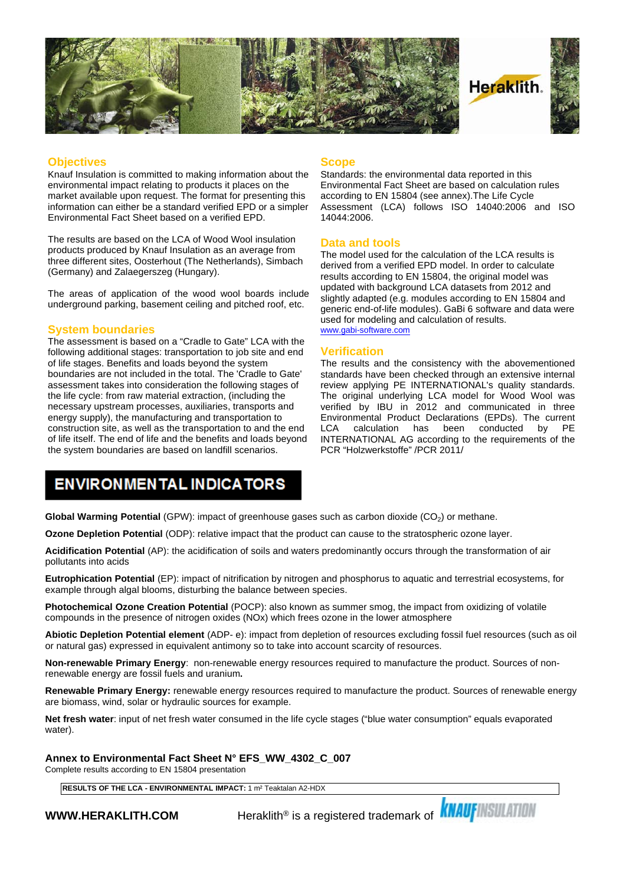## Objectives

Knauf Insulation is committed to making information about the environmental impact relating to products it places on the market available upon request. The format for presenting this information can either be a standard verified EPD or a simpler Environmental Fact Sheet based on a verified EPD.

The results are based on the LCA of Wood Wool insulation products produced by Knauf Insulation as an average from three different sites, Oosterhout (The Netherlands), Simbach (Germany) and Zalaegerszeg (Hungary).

The areas of application of the wood wool boards include underground parking, basement ceiling and pitched roof, etc.

## System boundaries

The assessment is based on a "Cradle to Gate" LCA with the following additional stages: transportation to job site and end of life stages. Benefits and loads beyond the system boundaries are not included in the total. The 'Cradle to Gate' assessment takes into consideration the following stages of the life cycle: from raw material extraction, (including the necessary upstream processes, auxiliaries, transports and energy supply), the manufacturing and transportation to construction site, as well as the transportation to and the end of life itself. The end of life and the benefits and loads beyond the system boundaries are based on landfill scenarios.

## Scope

Standards: the environmental data reported in this Environmental Fact Sheet are based on calculation rules according to EN 15804 (see annex).The Life Cycle Assessment (LCA) follows ISO 14040:2006 and ISO 14044:2006.

## Data and tools

The model used for the calculation of the LCA results is derived from a verified EPD model. In order to calculate results according to EN 15804, the original model was updated with background LCA datasets from 2012 and slightly adapted (e.g. modules according to EN 15804 and generic end-of-life modules). GaBi 6 software and data were used for modeling and calculation of results.
www.gabi-software.com

## Verification

The results and the consistency with the abovementioned standards have been checked through an extensive internal review applying PE INTERNATIONAL's quality standards. The original underlying LCA model for Wood Wool was verified by IBU in 2012 and communicated in three Environmental Product Declarations (EPDs). The current LCA calculation has been conducted by PE INTERNATIONAL AG according to the requirements of the PCR "Holzwerkstoffe" /PCR 2011/

## ENVIRONMENTAL INDICATORS

**Global Warming Potential** (GPW): impact of greenhouse gases such as carbon dioxide ($CO_2$) or methane.

**Ozone Depletion Potential** (ODP): relative impact that the product can cause to the stratospheric ozone layer.

**Acidification Potential** (AP): the acidification of soils and waters predominantly occurs through the transformation of air pollutants into acids

**Eutrophication Potential** (EP): impact of nitrification by nitrogen and phosphorus to aquatic and terrestrial ecosystems, for example through algal blooms, disturbing the balance between species.

**Photochemical Ozone Creation Potential** (POCP): also known as summer smog, the impact from oxidizing of volatile compounds in the presence of nitrogen oxides (NOx) which frees ozone in the lower atmosphere

**Abiotic Depletion Potential element** (ADP- e): impact from depletion of resources excluding fossil fuel resources (such as oil or natural gas) expressed in equivalent antimony so to take into account scarcity of resources.

**Non-renewable Primary Energy**: non-renewable energy resources required to manufacture the product. Sources of non-renewable energy are fossil fuels and uranium**.**

**Renewable Primary Energy:** renewable energy resources required to manufacture the product. Sources of renewable energy are biomass, wind, solar or hydraulic sources for example.

**Net fresh water**: input of net fresh water consumed in the life cycle stages ("blue water consumption" equals evaporated water).

**Annex to Environmental Fact Sheet N° EFS_WW_4302_C_007**

Complete results according to EN 15804 presentation

| **RESULTS OF THE LCA - ENVIRONMENTAL IMPACT:** 1 m² Teaktalan A2-HDX |
|---|

**WWW.HERAKLITH.COM** Heraklith® is a registered trademark of KNAUF INSULATION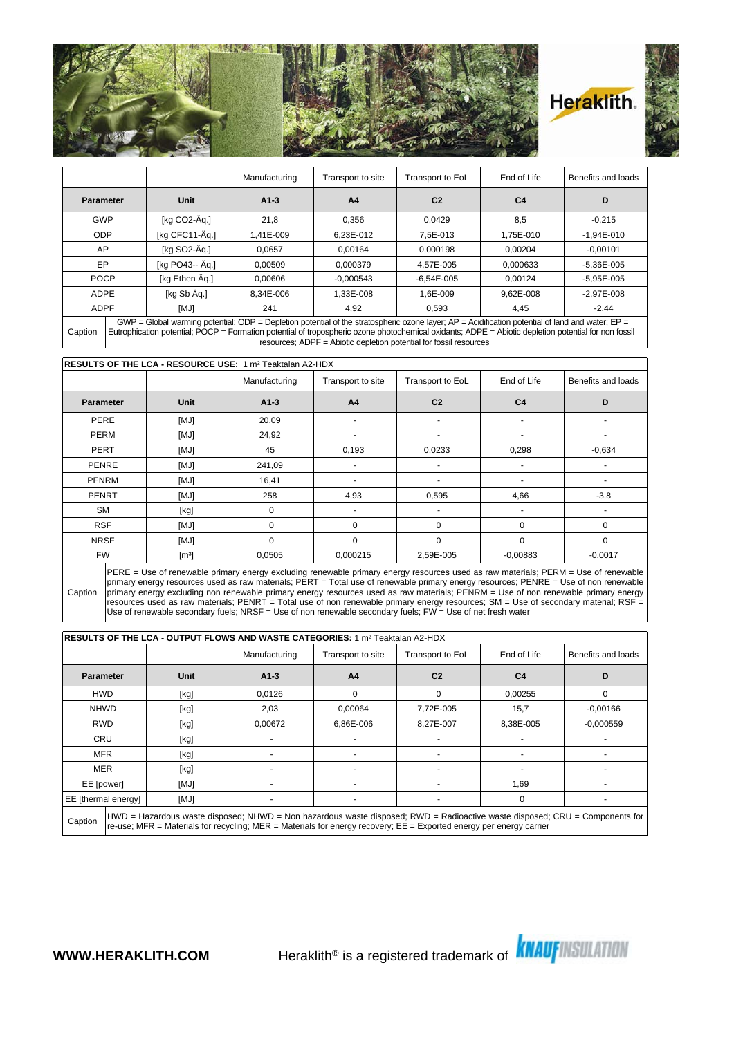| | | Manufacturing | Transport to site | Transport to EoL | End of Life | Benefits and loads |
|---|---|---|---|---|---|---|
| **Parameter** | **Unit** | **A1-3** | **A4** | **C2** | **C4** | **D** |
| GWP | [kg CO2-Äq.] | 21,8 | 0,356 | 0,0429 | 8,5 | -0,215 |
| ODP | [kg CFC11-Äq.] | 1,41E-009 | 6,23E-012 | 7,5E-013 | 1,75E-010 | -1,94E-010 |
| AP | [kg SO2-Äq.] | 0,0657 | 0,00164 | 0,000198 | 0,00204 | -0,00101 |
| EP | [kg PO43-- Äq.] | 0,00509 | 0,000379 | 4,57E-005 | 0,000633 | -5,36E-005 |
| POCP | [kg Ethen Äq.] | 0,00606 | -0,000543 | -6,54E-005 | 0,00124 | -5,95E-005 |
| ADPE | [kg Sb Äq.] | 8,34E-006 | 1,33E-008 | 1,6E-009 | 9,62E-008 | -2,97E-008 |
| ADPF | [MJ] | 241 | 4,92 | 0,593 | 4,45 | -2,44 |
| Caption | GWP = Global warming potential; ODP = Depletion potential of the stratospheric ozone layer; AP = Acidification potential of land and water; EP = Eutrophication potential; POCP = Formation potential of tropospheric ozone photochemical oxidants; ADPE = Abiotic depletion potential for non fossil resources; ADPF = Abiotic depletion potential for fossil resources | | | | | |

**RESULTS OF THE LCA - RESOURCE USE:** 1 m² Teaktalan A2-HDX

| | | Manufacturing | Transport to site | Transport to EoL | End of Life | Benefits and loads |
|---|---|---|---|---|---|---|
| **Parameter** | **Unit** | **A1-3** | **A4** | **C2** | **C4** | **D** |
| PERE | [MJ] | 20,09 | - | - | - | - |
| PERM | [MJ] | 24,92 | - | - | - | - |
| PERT | [MJ] | 45 | 0,193 | 0,0233 | 0,298 | -0,634 |
| PENRE | [MJ] | 241,09 | - | - | - | - |
| PENRM | [MJ] | 16,41 | - | - | - | - |
| PENRT | [MJ] | 258 | 4,93 | 0,595 | 4,66 | -3,8 |
| SM | [kg] | 0 | - | - | - | - |
| RSF | [MJ] | 0 | 0 | 0 | 0 | 0 |
| NRSF | [MJ] | 0 | 0 | 0 | 0 | 0 |
| FW | [m³] | 0,0505 | 0,000215 | 2,59E-005 | -0,00883 | -0,0017 |
| Caption | PERE = Use of renewable primary energy excluding renewable primary energy resources used as raw materials; PERM = Use of renewable primary energy resources used as raw materials; PERT = Total use of renewable primary energy resources; PENRE = Use of non renewable primary energy excluding non renewable primary energy resources used as raw materials; PENRM = Use of non renewable primary energy resources used as raw materials; PENRT = Total use of non renewable primary energy resources; SM = Use of secondary material; RSF = Use of renewable secondary fuels; NRSF = Use of non renewable secondary fuels; FW = Use of net fresh water | | | | | |

**RESULTS OF THE LCA - OUTPUT FLOWS AND WASTE CATEGORIES:** 1 m² Teaktalan A2-HDX

| | | Manufacturing | Transport to site | Transport to EoL | End of Life | Benefits and loads |
|---|---|---|---|---|---|---|
| **Parameter** | **Unit** | **A1-3** | **A4** | **C2** | **C4** | **D** |
| HWD | [kg] | 0,0126 | 0 | 0 | 0,00255 | 0 |
| NHWD | [kg] | 2,03 | 0,00064 | 7,72E-005 | 15,7 | -0,00166 |
| RWD | [kg] | 0,00672 | 6,86E-006 | 8,27E-007 | 8,38E-005 | -0,000559 |
| CRU | [kg] | - | - | - | - | - |
| MFR | [kg] | - | - | - | - | - |
| MER | [kg] | - | - | - | - | - |
| EE [power] | [MJ] | - | - | - | 1,69 | - |
| EE [thermal energy] | [MJ] | - | - | - | 0 | - |
| Caption | HWD = Hazardous waste disposed; NHWD = Non hazardous waste disposed; RWD = Radioactive waste disposed; CRU = Components for re-use; MFR = Materials for recycling; MER = Materials for energy recovery; EE = Exported energy per energy carrier | | | | | |

**WWW.HERAKLITH.COM**

Heraklith® is a registered trademark of KNAUF INSULATION